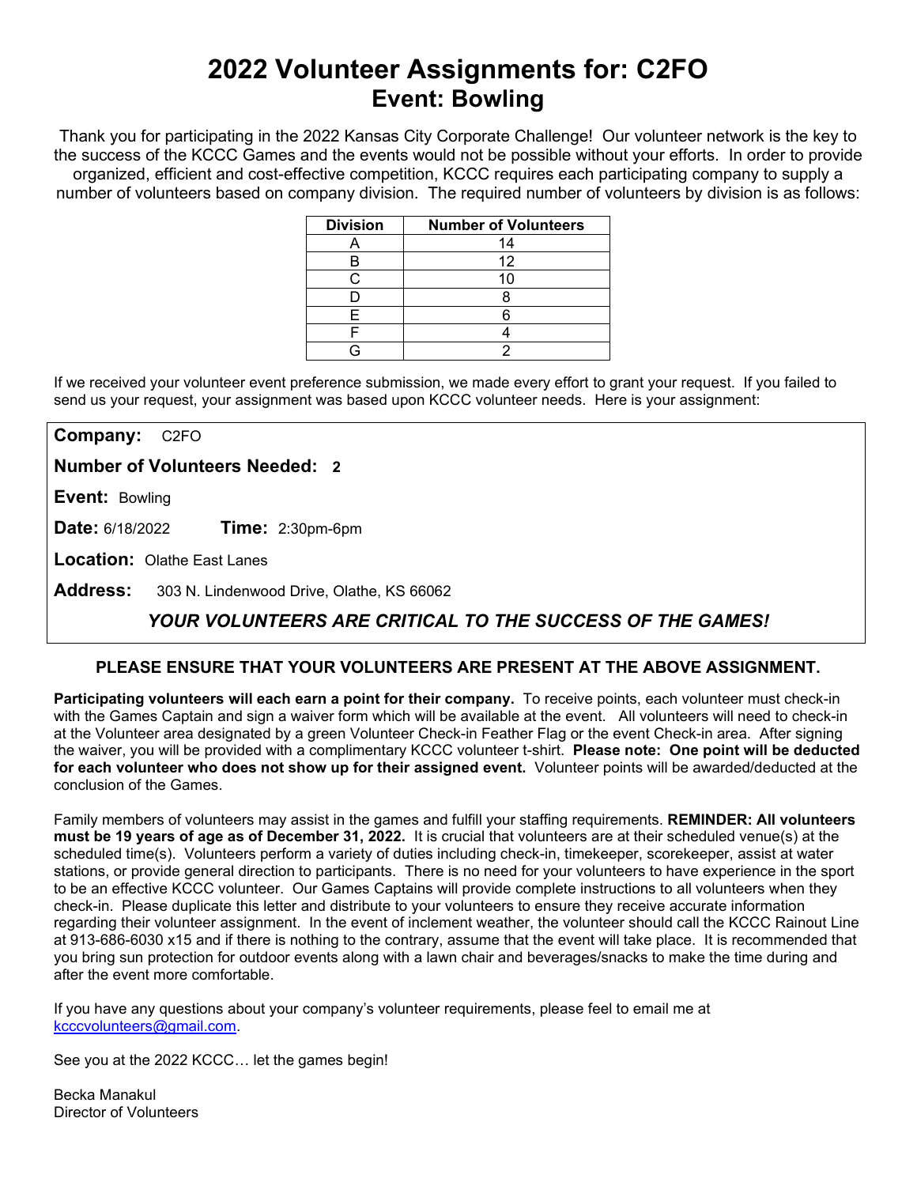# 2022 Volunteer Assignments for: C2FO

## Event: Bowling

Thank you for participating in the 2022 Kansas City Corporate Challenge! Our volunteer network is the key to the success of the KCCC Games and the events would not be possible without your efforts. In order to provide organized, efficient and cost-effective competition, KCCC requires each participating company to supply a number of volunteers based on company division. The required number of volunteers by division is as follows:

| Division | Number of Volunteers |
|---|---|
| A | 14 |
| B | 12 |
| C | 10 |
| D | 8 |
| E | 6 |
| F | 4 |
| G | 2 |

If we received your volunteer event preference submission, we made every effort to grant your request. If you failed to send us your request, your assignment was based upon KCCC volunteer needs. Here is your assignment:

**Company:** C2FO

**Number of Volunteers Needed:** **2**

**Event:** Bowling

**Date:** 6/18/2022 **Time:** 2:30pm-6pm

**Location:** Olathe East Lanes

**Address:** 303 N. Lindenwood Drive, Olathe, KS 66062

***YOUR VOLUNTEERS ARE CRITICAL TO THE SUCCESS OF THE GAMES!***

**PLEASE ENSURE THAT YOUR VOLUNTEERS ARE PRESENT AT THE ABOVE ASSIGNMENT.**

**Participating volunteers will each earn a point for their company.** To receive points, each volunteer must check-in with the Games Captain and sign a waiver form which will be available at the event. All volunteers will need to check-in at the Volunteer area designated by a green Volunteer Check-in Feather Flag or the event Check-in area. After signing the waiver, you will be provided with a complimentary KCCC volunteer t-shirt. **Please note: One point will be deducted for each volunteer who does not show up for their assigned event.** Volunteer points will be awarded/deducted at the conclusion of the Games.

Family members of volunteers may assist in the games and fulfill your staffing requirements. **REMINDER: All volunteers must be 19 years of age as of December 31, 2022.** It is crucial that volunteers are at their scheduled venue(s) at the scheduled time(s). Volunteers perform a variety of duties including check-in, timekeeper, scorekeeper, assist at water stations, or provide general direction to participants. There is no need for your volunteers to have experience in the sport to be an effective KCCC volunteer. Our Games Captains will provide complete instructions to all volunteers when they check-in. Please duplicate this letter and distribute to your volunteers to ensure they receive accurate information regarding their volunteer assignment. In the event of inclement weather, the volunteer should call the KCCC Rainout Line at 913-686-6030 x15 and if there is nothing to the contrary, assume that the event will take place. It is recommended that you bring sun protection for outdoor events along with a lawn chair and beverages/snacks to make the time during and after the event more comfortable.

If you have any questions about your company's volunteer requirements, please feel to email me at kcccvolunteers@gmail.com.

See you at the 2022 KCCC… let the games begin!

Becka Manakul
Director of Volunteers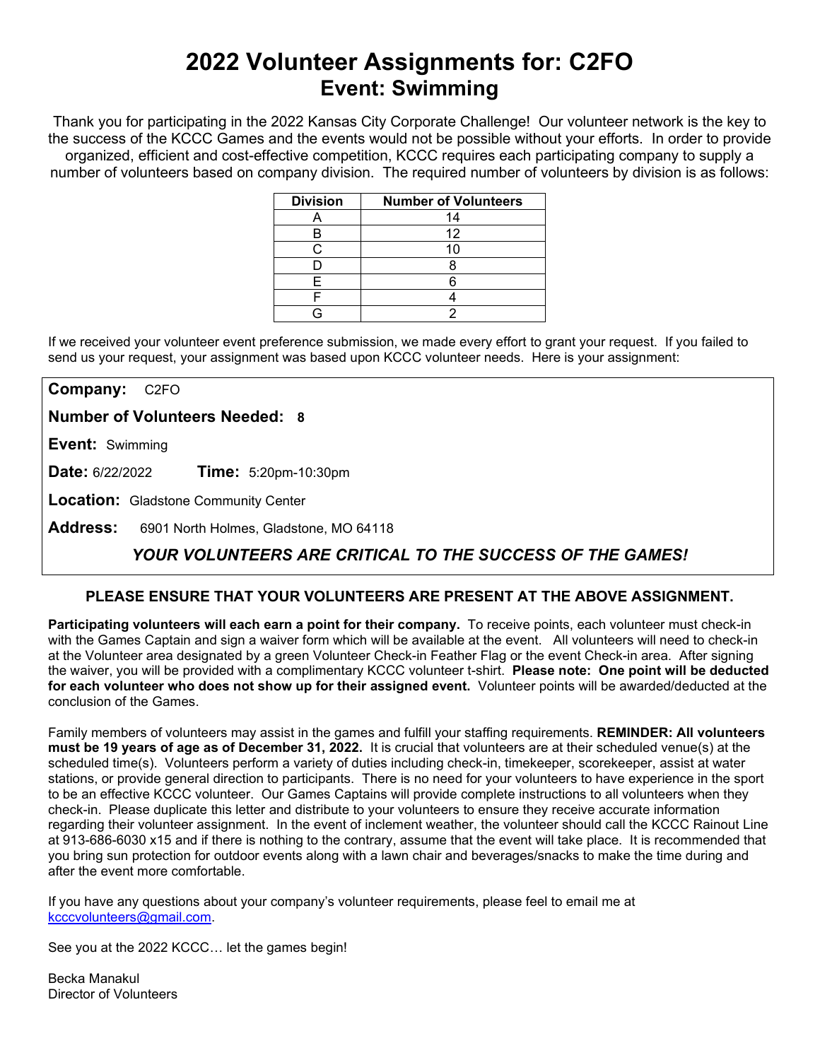# 2022 Volunteer Assignments for: C2FO
## Event: Swimming

Thank you for participating in the 2022 Kansas City Corporate Challenge! Our volunteer network is the key to the success of the KCCC Games and the events would not be possible without your efforts. In order to provide organized, efficient and cost-effective competition, KCCC requires each participating company to supply a number of volunteers based on company division. The required number of volunteers by division is as follows:

| Division | Number of Volunteers |
|---|---|
| A | 14 |
| B | 12 |
| C | 10 |
| D | 8 |
| E | 6 |
| F | 4 |
| G | 2 |

If we received your volunteer event preference submission, we made every effort to grant your request. If you failed to send us your request, your assignment was based upon KCCC volunteer needs. Here is your assignment:

**Company:** C2FO

**Number of Volunteers Needed:** **8**

**Event:** Swimming

**Date:** 6/22/2022 **Time:** 5:20pm-10:30pm

**Location:** Gladstone Community Center

**Address:** 6901 North Holmes, Gladstone, MO 64118

***YOUR VOLUNTEERS ARE CRITICAL TO THE SUCCESS OF THE GAMES!***

**PLEASE ENSURE THAT YOUR VOLUNTEERS ARE PRESENT AT THE ABOVE ASSIGNMENT.**

**Participating volunteers will each earn a point for their company.** To receive points, each volunteer must check-in with the Games Captain and sign a waiver form which will be available at the event. All volunteers will need to check-in at the Volunteer area designated by a green Volunteer Check-in Feather Flag or the event Check-in area. After signing the waiver, you will be provided with a complimentary KCCC volunteer t-shirt. **Please note: One point will be deducted for each volunteer who does not show up for their assigned event.** Volunteer points will be awarded/deducted at the conclusion of the Games.

Family members of volunteers may assist in the games and fulfill your staffing requirements. **REMINDER: All volunteers must be 19 years of age as of December 31, 2022.** It is crucial that volunteers are at their scheduled venue(s) at the scheduled time(s). Volunteers perform a variety of duties including check-in, timekeeper, scorekeeper, assist at water stations, or provide general direction to participants. There is no need for your volunteers to have experience in the sport to be an effective KCCC volunteer. Our Games Captains will provide complete instructions to all volunteers when they check-in. Please duplicate this letter and distribute to your volunteers to ensure they receive accurate information regarding their volunteer assignment. In the event of inclement weather, the volunteer should call the KCCC Rainout Line at 913-686-6030 x15 and if there is nothing to the contrary, assume that the event will take place. It is recommended that you bring sun protection for outdoor events along with a lawn chair and beverages/snacks to make the time during and after the event more comfortable.

If you have any questions about your company's volunteer requirements, please feel to email me at kcccvolunteers@gmail.com.

See you at the 2022 KCCC… let the games begin!

Becka Manakul
Director of Volunteers